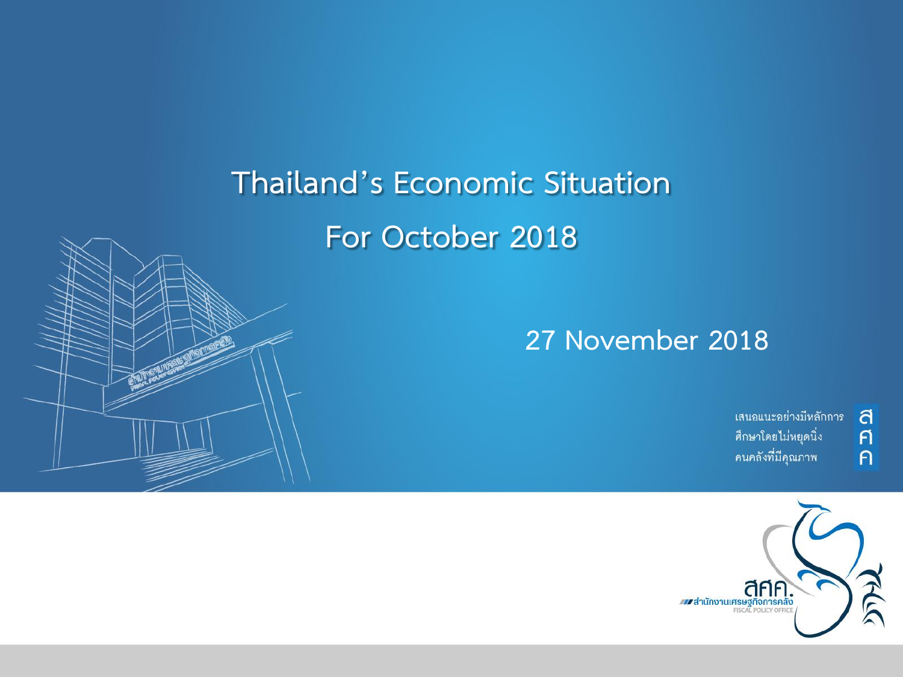# Thailand's Economic Situation

# For October 2018

27 November 2018

เสนอแนะอย่างมีหลักการ
ศึกษาโดยไม่หยุดนิ่ง
คนคลังที่มีคุณภาพ

สศค.
สำนักงานเศรษฐกิจการคลัง
FISCAL POLICY OFFICE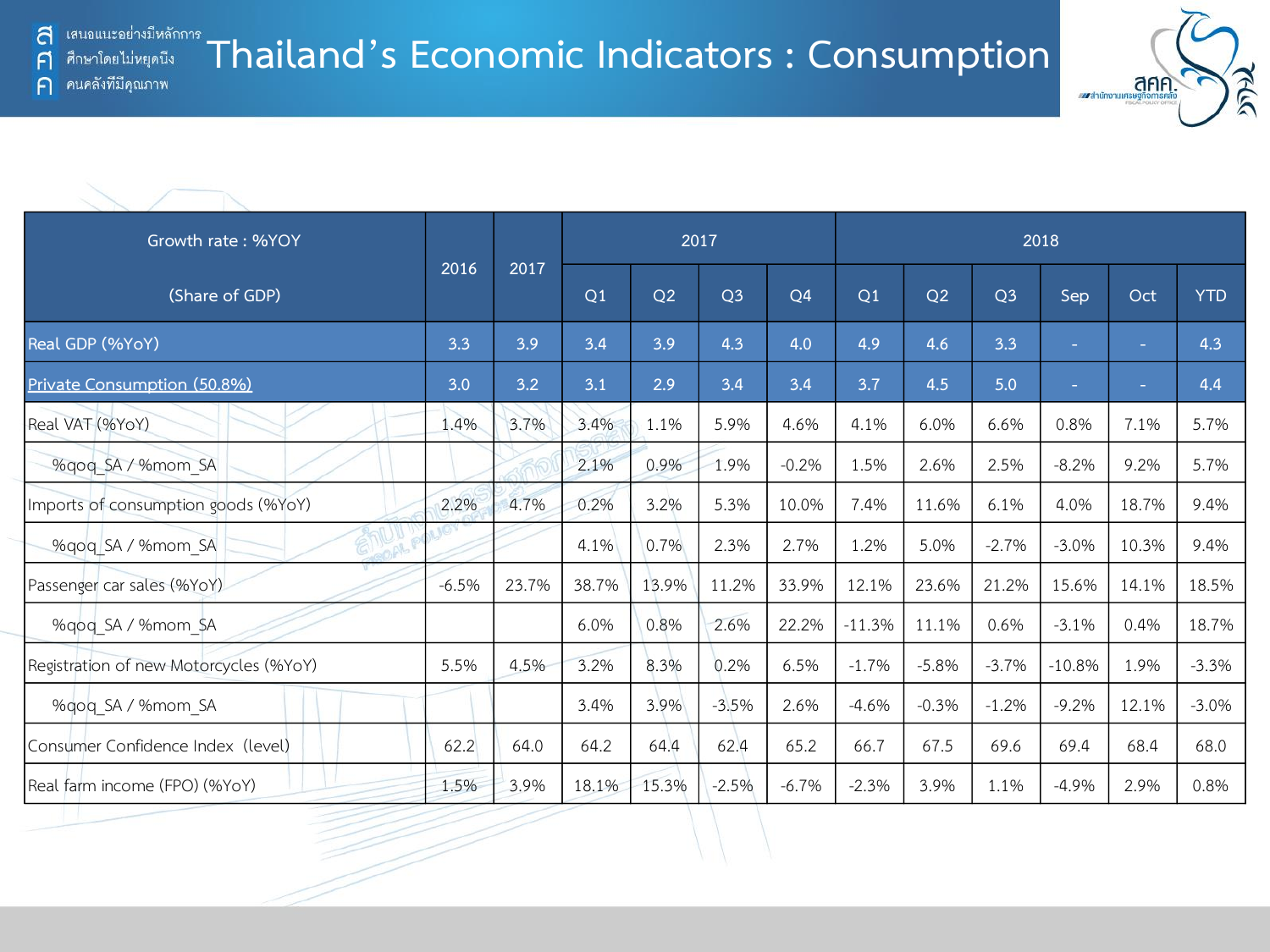# Thailand's Economic Indicators : Consumption

| Growth rate : %YOY (Share of GDP) | 2016 | 2017 | 2017 | | | | 2018 | | | | | |
|---|---|---|---|---|---|---|---|---|---|---|---|---|
| | | | Q1 | Q2 | Q3 | Q4 | Q1 | Q2 | Q3 | Sep | Oct | YTD |
| Real GDP (%YoY) | 3.3 | 3.9 | 3.4 | 3.9 | 4.3 | 4.0 | 4.9 | 4.6 | 3.3 | - | - | 4.3 |
| Private Consumption (50.8%) | 3.0 | 3.2 | 3.1 | 2.9 | 3.4 | 3.4 | 3.7 | 4.5 | 5.0 | - | - | 4.4 |
| Real VAT (%YoY) | 1.4% | 3.7% | 3.4% | 1.1% | 5.9% | 4.6% | 4.1% | 6.0% | 6.6% | 0.8% | 7.1% | 5.7% |
| %qoq_SA / %mom_SA | | | 2.1% | 0.9% | 1.9% | -0.2% | 1.5% | 2.6% | 2.5% | -8.2% | 9.2% | 5.7% |
| Imports of consumption goods (%YoY) | 2.2% | 4.7% | 0.2% | 3.2% | 5.3% | 10.0% | 7.4% | 11.6% | 6.1% | 4.0% | 18.7% | 9.4% |
| %qoq_SA / %mom_SA | | | 4.1% | 0.7% | 2.3% | 2.7% | 1.2% | 5.0% | -2.7% | -3.0% | 10.3% | 9.4% |
| Passenger car sales (%YoY) | -6.5% | 23.7% | 38.7% | 13.9% | 11.2% | 33.9% | 12.1% | 23.6% | 21.2% | 15.6% | 14.1% | 18.5% |
| %qoq_SA / %mom_SA | | | 6.0% | 0.8% | 2.6% | 22.2% | -11.3% | 11.1% | 0.6% | -3.1% | 0.4% | 18.7% |
| Registration of new Motorcycles (%YoY) | 5.5% | 4.5% | 3.2% | 8.3% | 0.2% | 6.5% | -1.7% | -5.8% | -3.7% | -10.8% | 1.9% | -3.3% |
| %qoq_SA / %mom_SA | | | 3.4% | 3.9% | -3.5% | 2.6% | -4.6% | -0.3% | -1.2% | -9.2% | 12.1% | -3.0% |
| Consumer Confidence Index (level) | 62.2 | 64.0 | 64.2 | 64.4 | 62.4 | 65.2 | 66.7 | 67.5 | 69.6 | 69.4 | 68.4 | 68.0 |
| Real farm income (FPO) (%YoY) | 1.5% | 3.9% | 18.1% | 15.3% | -2.5% | -6.7% | -2.3% | 3.9% | 1.1% | -4.9% | 2.9% | 0.8% |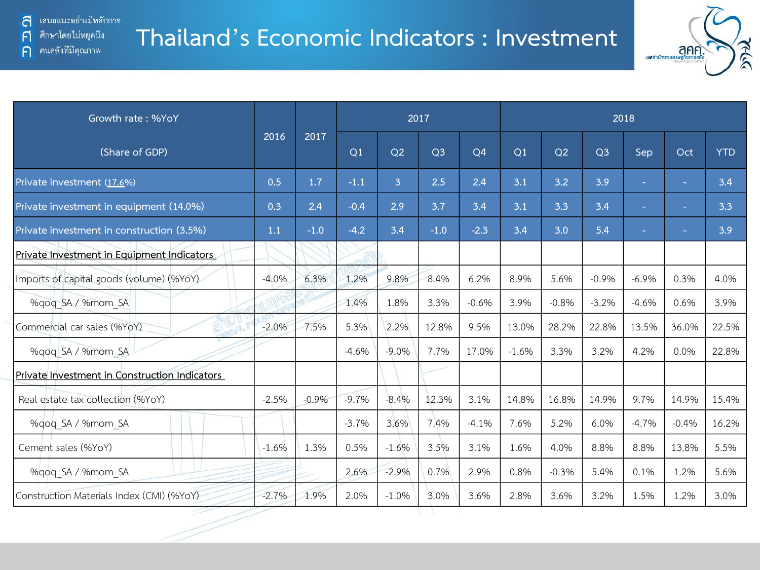สศค เสนอแนะอย่างมีหลักการ ศึกษาโดยไม่หยุดนิ่ง คนคลังที่มีคุณภาพ

# Thailand's Economic Indicators : Investment

| Growth rate : %YoY (Share of GDP) | 2016 | 2017 | 2017 | | | | 2018 | | | | | |
|---|---|---|---|---|---|---|---|---|---|---|---|---|
| | | | Q1 | Q2 | Q3 | Q4 | Q1 | Q2 | Q3 | Sep | Oct | YTD |
| Private investment (17.6%) | 0.5 | 1.7 | -1.1 | 3 | 2.5 | 2.4 | 3.1 | 3.2 | 3.9 | - | - | 3.4 |
| Private investment in equipment (14.0%) | 0.3 | 2.4 | -0.4 | 2.9 | 3.7 | 3.4 | 3.1 | 3.3 | 3.4 | - | - | 3.3 |
| Private investment in construction (3.5%) | 1.1 | -1.0 | -4.2 | 3.4 | -1.0 | -2.3 | 3.4 | 3.0 | 5.4 | - | - | 3.9 |
| Private Investment in Equipment Indicators | | | | | | | | | | | | |
| Imports of capital goods (volume) (%YoY) | -4.0% | 6.3% | 1.2% | 9.8% | 8.4% | 6.2% | 8.9% | 5.6% | -0.9% | -6.9% | 0.3% | 4.0% |
| %qoq_SA / %mom_SA | | | 1.4% | 1.8% | 3.3% | -0.6% | 3.9% | -0.8% | -3.2% | -4.6% | 0.6% | 3.9% |
| Commercial car sales (%YoY) | -2.0% | 7.5% | 5.3% | 2.2% | 12.8% | 9.5% | 13.0% | 28.2% | 22.8% | 13.5% | 36.0% | 22.5% |
| %qoq_SA / %mom_SA | | | -4.6% | -9.0% | 7.7% | 17.0% | -1.6% | 3.3% | 3.2% | 4.2% | 0.0% | 22.8% |
| Private Investment in Construction Indicators | | | | | | | | | | | | |
| Real estate tax collection (%YoY) | -2.5% | -0.9% | -9.7% | -8.4% | 12.3% | 3.1% | 14.8% | 16.8% | 14.9% | 9.7% | 14.9% | 15.4% |
| %qoq_SA / %mom_SA | | | -3.7% | 3.6% | 7.4% | -4.1% | 7.6% | 5.2% | 6.0% | -4.7% | -0.4% | 16.2% |
| Cement sales (%YoY) | -1.6% | 1.3% | 0.5% | -1.6% | 3.5% | 3.1% | 1.6% | 4.0% | 8.8% | 8.8% | 13.8% | 5.5% |
| %qoq_SA / %mom_SA | | | 2.6% | -2.9% | 0.7% | 2.9% | 0.8% | -0.3% | 5.4% | 0.1% | 1.2% | 5.6% |
| Construction Materials Index (CMI) (%YoY) | -2.7% | 1.9% | 2.0% | -1.0% | 3.0% | 3.6% | 2.8% | 3.6% | 3.2% | 1.5% | 1.2% | 3.0% |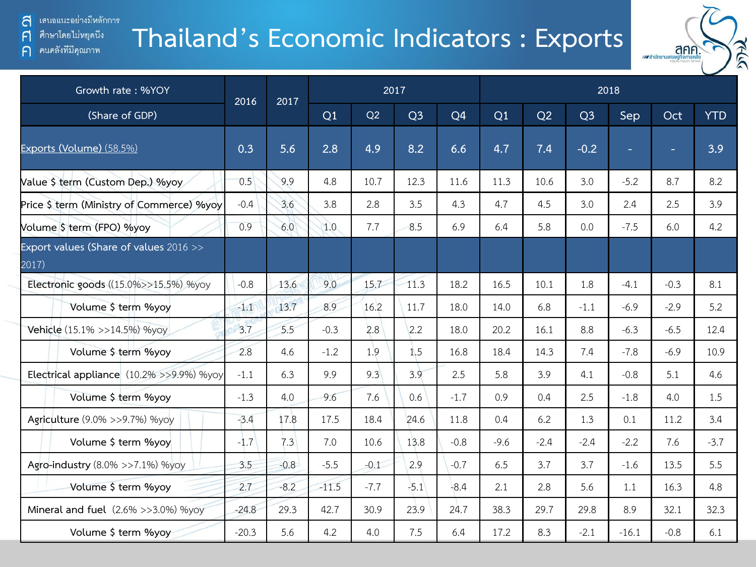# Thailand's Economic Indicators : Exports

| Growth rate : %YOY (Share of GDP) | 2016 | 2017 | 2017 | | | | 2018 | | | | | |
|---|---|---|---|---|---|---|---|---|---|---|---|---|
| | | | Q1 | Q2 | Q3 | Q4 | Q1 | Q2 | Q3 | Sep | Oct | YTD |
| Exports (Volume) (58.5%) | 0.3 | 5.6 | 2.8 | 4.9 | 8.2 | 6.6 | 4.7 | 7.4 | -0.2 | - | - | 3.9 |
| Value $ term (Custom Dep.) %yoy | 0.5 | 9.9 | 4.8 | 10.7 | 12.3 | 11.6 | 11.3 | 10.6 | 3.0 | -5.2 | 8.7 | 8.2 |
| Price $ term (Ministry of Commerce) %yoy | -0.4 | 3.6 | 3.8 | 2.8 | 3.5 | 4.3 | 4.7 | 4.5 | 3.0 | 2.4 | 2.5 | 3.9 |
| Volume $ term (FPO) %yoy | 0.9 | 6.0 | 1.0 | 7.7 | 8.5 | 6.9 | 6.4 | 5.8 | 0.0 | -7.5 | 6.0 | 4.2 |
| Export values (Share of values 2016 >> 2017) | | | | | | | | | | | | |
| Electronic goods ((15.0%>>15.5%) %yoy | -0.8 | 13.6 | 9.0 | 15.7 | 11.3 | 18.2 | 16.5 | 10.1 | 1.8 | -4.1 | -0.3 | 8.1 |
| Volume $ term %yoy | -1.1 | 13.7 | 8.9 | 16.2 | 11.7 | 18.0 | 14.0 | 6.8 | -1.1 | -6.9 | -2.9 | 5.2 |
| Vehicle (15.1% >>14.5%) %yoy | 3.7 | 5.5 | -0.3 | 2.8 | 2.2 | 18.0 | 20.2 | 16.1 | 8.8 | -6.3 | -6.5 | 12.4 |
| Volume $ term %yoy | 2.8 | 4.6 | -1.2 | 1.9 | 1.5 | 16.8 | 18.4 | 14.3 | 7.4 | -7.8 | -6.9 | 10.9 |
| Electrical appliance (10.2% >>9.9%) %yoy | -1.1 | 6.3 | 9.9 | 9.3 | 3.9 | 2.5 | 5.8 | 3.9 | 4.1 | -0.8 | 5.1 | 4.6 |
| Volume $ term %yoy | -1.3 | 4.0 | 9.6 | 7.6 | 0.6 | -1.7 | 0.9 | 0.4 | 2.5 | -1.8 | 4.0 | 1.5 |
| Agriculture (9.0% >>9.7%) %yoy | -3.4 | 17.8 | 17.5 | 18.4 | 24.6 | 11.8 | 0.4 | 6.2 | 1.3 | 0.1 | 11.2 | 3.4 |
| Volume $ term %yoy | -1.7 | 7.3 | 7.0 | 10.6 | 13.8 | -0.8 | -9.6 | -2.4 | -2.4 | -2.2 | 7.6 | -3.7 |
| Agro-industry (8.0% >>7.1%) %yoy | 3.5 | -0.8 | -5.5 | -0.1 | 2.9 | -0.7 | 6.5 | 3.7 | 3.7 | -1.6 | 13.5 | 5.5 |
| Volume $ term %yoy | 2.7 | -8.2 | -11.5 | -7.7 | -5.1 | -8.4 | 2.1 | 2.8 | 5.6 | 1.1 | 16.3 | 4.8 |
| Mineral and fuel (2.6% >>3.0%) %yoy | -24.8 | 29.3 | 42.7 | 30.9 | 23.9 | 24.7 | 38.3 | 29.7 | 29.8 | 8.9 | 32.1 | 32.3 |
| Volume $ term %yoy | -20.3 | 5.6 | 4.2 | 4.0 | 7.5 | 6.4 | 17.2 | 8.3 | -2.1 | -16.1 | -0.8 | 6.1 |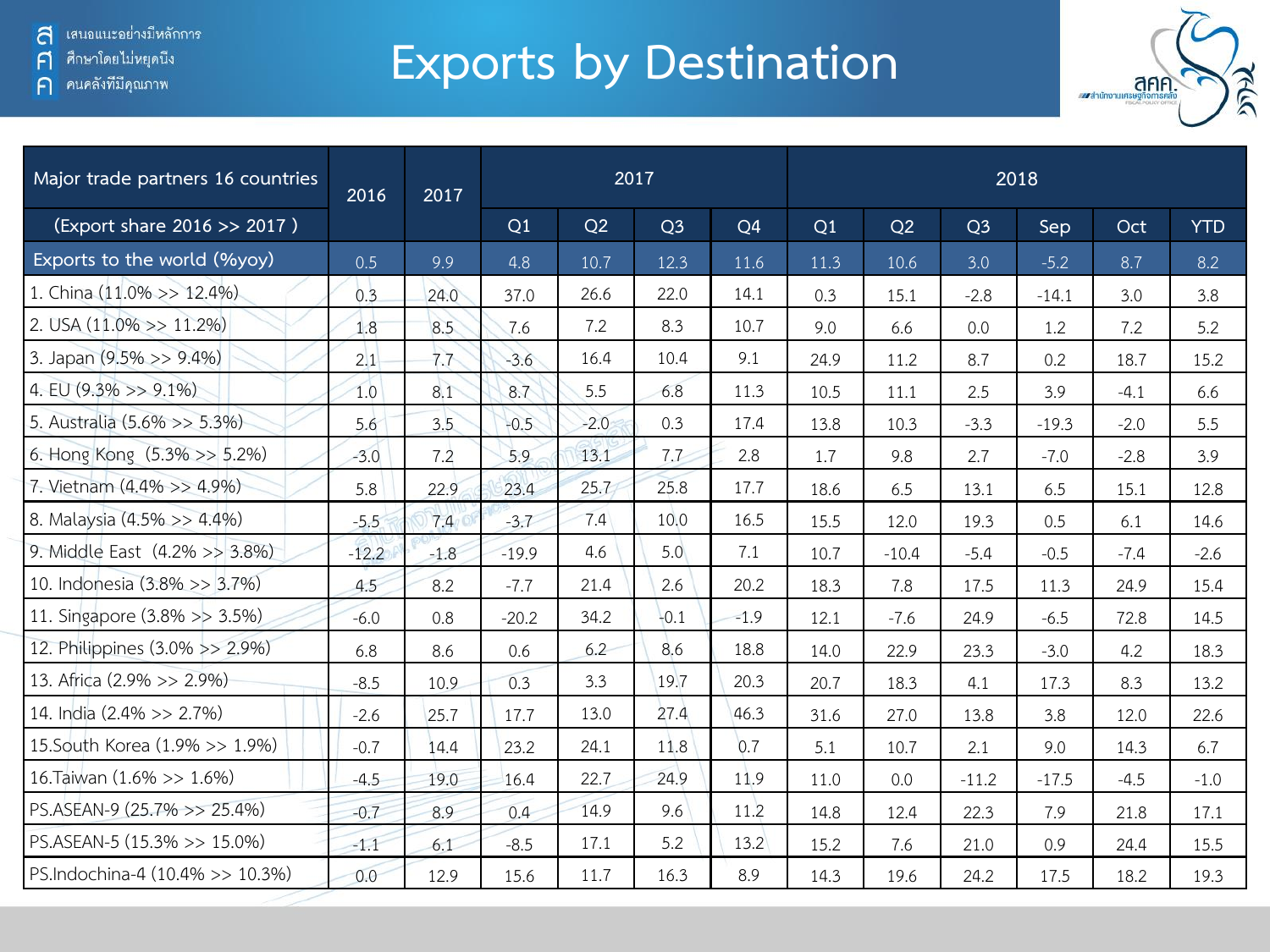# Exports by Destination

| Major trade partners 16 countries | 2016 | 2017 | 2017 | | | | 2018 | | | | | |
|---|---|---|---|---|---|---|---|---|---|---|---|---|
| (Export share 2016 >> 2017 ) | | | Q1 | Q2 | Q3 | Q4 | Q1 | Q2 | Q3 | Sep | Oct | YTD |
| Exports to the world (%yoy) | 0.5 | 9.9 | 4.8 | 10.7 | 12.3 | 11.6 | 11.3 | 10.6 | 3.0 | -5.2 | 8.7 | 8.2 |
| 1. China (11.0% >> 12.4%) | 0.3 | 24.0 | 37.0 | 26.6 | 22.0 | 14.1 | 0.3 | 15.1 | -2.8 | -14.1 | 3.0 | 3.8 |
| 2. USA (11.0% >> 11.2%) | 1.8 | 8.5 | 7.6 | 7.2 | 8.3 | 10.7 | 9.0 | 6.6 | 0.0 | 1.2 | 7.2 | 5.2 |
| 3. Japan (9.5% >> 9.4%) | 2.1 | 7.7 | -3.6 | 16.4 | 10.4 | 9.1 | 24.9 | 11.2 | 8.7 | 0.2 | 18.7 | 15.2 |
| 4. EU (9.3% >> 9.1%) | 1.0 | 8.1 | 8.7 | 5.5 | 6.8 | 11.3 | 10.5 | 11.1 | 2.5 | 3.9 | -4.1 | 6.6 |
| 5. Australia (5.6% >> 5.3%) | 5.6 | 3.5 | -0.5 | -2.0 | 0.3 | 17.4 | 13.8 | 10.3 | -3.3 | -19.3 | -2.0 | 5.5 |
| 6. Hong Kong (5.3% >> 5.2%) | -3.0 | 7.2 | 5.9 | 13.1 | 7.7 | 2.8 | 1.7 | 9.8 | 2.7 | -7.0 | -2.8 | 3.9 |
| 7. Vietnam (4.4% >> 4.9%) | 5.8 | 22.9 | 23.4 | 25.7 | 25.8 | 17.7 | 18.6 | 6.5 | 13.1 | 6.5 | 15.1 | 12.8 |
| 8. Malaysia (4.5% >> 4.4%) | -5.5 | 7.4 | -3.7 | 7.4 | 10.0 | 16.5 | 15.5 | 12.0 | 19.3 | 0.5 | 6.1 | 14.6 |
| 9. Middle East (4.2% >> 3.8%) | -12.2 | -1.8 | -19.9 | 4.6 | 5.0 | 7.1 | 10.7 | -10.4 | -5.4 | -0.5 | -7.4 | -2.6 |
| 10. Indonesia (3.8% >> 3.7%) | 4.5 | 8.2 | -7.7 | 21.4 | 2.6 | 20.2 | 18.3 | 7.8 | 17.5 | 11.3 | 24.9 | 15.4 |
| 11. Singapore (3.8% >> 3.5%) | -6.0 | 0.8 | -20.2 | 34.2 | -0.1 | -1.9 | 12.1 | -7.6 | 24.9 | -6.5 | 72.8 | 14.5 |
| 12. Philippines (3.0% >> 2.9%) | 6.8 | 8.6 | 0.6 | 6.2 | 8.6 | 18.8 | 14.0 | 22.9 | 23.3 | -3.0 | 4.2 | 18.3 |
| 13. Africa (2.9% >> 2.9%) | -8.5 | 10.9 | 0.3 | 3.3 | 19.7 | 20.3 | 20.7 | 18.3 | 4.1 | 17.3 | 8.3 | 13.2 |
| 14. India (2.4% >> 2.7%) | -2.6 | 25.7 | 17.7 | 13.0 | 27.4 | 46.3 | 31.6 | 27.0 | 13.8 | 3.8 | 12.0 | 22.6 |
| 15.South Korea (1.9% >> 1.9%) | -0.7 | 14.4 | 23.2 | 24.1 | 11.8 | 0.7 | 5.1 | 10.7 | 2.1 | 9.0 | 14.3 | 6.7 |
| 16.Taiwan (1.6% >> 1.6%) | -4.5 | 19.0 | 16.4 | 22.7 | 24.9 | 11.9 | 11.0 | 0.0 | -11.2 | -17.5 | -4.5 | -1.0 |
| PS.ASEAN-9 (25.7% >> 25.4%) | -0.7 | 8.9 | 0.4 | 14.9 | 9.6 | 11.2 | 14.8 | 12.4 | 22.3 | 7.9 | 21.8 | 17.1 |
| PS.ASEAN-5 (15.3% >> 15.0%) | -1.1 | 6.1 | -8.5 | 17.1 | 5.2 | 13.2 | 15.2 | 7.6 | 21.0 | 0.9 | 24.4 | 15.5 |
| PS.Indochina-4 (10.4% >> 10.3%) | 0.0 | 12.9 | 15.6 | 11.7 | 16.3 | 8.9 | 14.3 | 19.6 | 24.2 | 17.5 | 18.2 | 19.3 |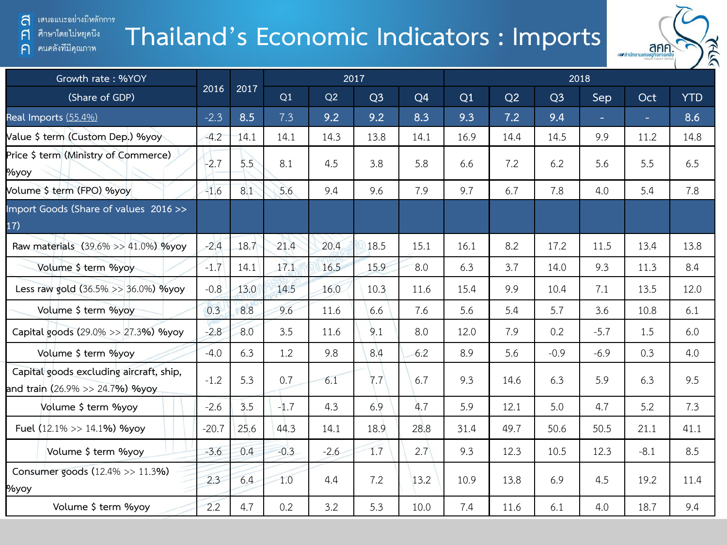# Thailand's Economic Indicators : Imports

| Growth rate : %YOY (Share of GDP) | 2016 | 2017 | 2017 | | | | 2018 | | | | | |
|---|---|---|---|---|---|---|---|---|---|---|---|---|
| | | | Q1 | Q2 | Q3 | Q4 | Q1 | Q2 | Q3 | Sep | Oct | YTD |
| Real Imports (55.4%) | -2.3 | 8.5 | 7.3 | 9.2 | 9.2 | 8.3 | 9.3 | 7.2 | 9.4 | - | - | 8.6 |
| Value $ term (Custom Dep.) %yoy | -4.2 | 14.1 | 14.1 | 14.3 | 13.8 | 14.1 | 16.9 | 14.4 | 14.5 | 9.9 | 11.2 | 14.8 |
| Price $ term (Ministry of Commerce) %yoy | -2.7 | 5.5 | 8.1 | 4.5 | 3.8 | 5.8 | 6.6 | 7.2 | 6.2 | 5.6 | 5.5 | 6.5 |
| Volume $ term (FPO) %yoy | -1.6 | 8.1 | 5.6 | 9.4 | 9.6 | 7.9 | 9.7 | 6.7 | 7.8 | 4.0 | 5.4 | 7.8 |
| Import Goods (Share of values 2016 >> 17) | | | | | | | | | | | | |
| Raw materials (39.6% >> 41.0%) %yoy | -2.4 | 18.7 | 21.4 | 20.4 | 18.5 | 15.1 | 16.1 | 8.2 | 17.2 | 11.5 | 13.4 | 13.8 |
| Volume $ term %yoy | -1.7 | 14.1 | 17.1 | 16.5 | 15.9 | 8.0 | 6.3 | 3.7 | 14.0 | 9.3 | 11.3 | 8.4 |
| Less raw gold (36.5% >> 36.0%) %yoy | -0.8 | 13.0 | 14.5 | 16.0 | 10.3 | 11.6 | 15.4 | 9.9 | 10.4 | 7.1 | 13.5 | 12.0 |
| Volume $ term %yoy | 0.3 | 8.8 | 9.6 | 11.6 | 6.6 | 7.6 | 5.6 | 5.4 | 5.7 | 3.6 | 10.8 | 6.1 |
| Capital goods (29.0% >> 27.3%) %yoy | -2.8 | 8.0 | 3.5 | 11.6 | 9.1 | 8.0 | 12.0 | 7.9 | 0.2 | -5.7 | 1.5 | 6.0 |
| Volume $ term %yoy | -4.0 | 6.3 | 1.2 | 9.8 | 8.4 | 6.2 | 8.9 | 5.6 | -0.9 | -6.9 | 0.3 | 4.0 |
| Capital goods excluding aircraft, ship, and train (26.9% >> 24.7%) %yoy | -1.2 | 5.3 | 0.7 | 6.1 | 7.7 | 6.7 | 9.3 | 14.6 | 6.3 | 5.9 | 6.3 | 9.5 |
| Volume $ term %yoy | -2.6 | 3.5 | -1.7 | 4.3 | 6.9 | 4.7 | 5.9 | 12.1 | 5.0 | 4.7 | 5.2 | 7.3 |
| Fuel (12.1% >> 14.1%) %yoy | -20.7 | 25.6 | 44.3 | 14.1 | 18.9 | 28.8 | 31.4 | 49.7 | 50.6 | 50.5 | 21.1 | 41.1 |
| Volume $ term %yoy | -3.6 | 0.4 | -0.3 | -2.6 | 1.7 | 2.7 | 9.3 | 12.3 | 10.5 | 12.3 | -8.1 | 8.5 |
| Consumer goods (12.4% >> 11.3%) %yoy | 2.3 | 6.4 | 1.0 | 4.4 | 7.2 | 13.2 | 10.9 | 13.8 | 6.9 | 4.5 | 19.2 | 11.4 |
| Volume $ term %yoy | 2.2 | 4.7 | 0.2 | 3.2 | 5.3 | 10.0 | 7.4 | 11.6 | 6.1 | 4.0 | 18.7 | 9.4 |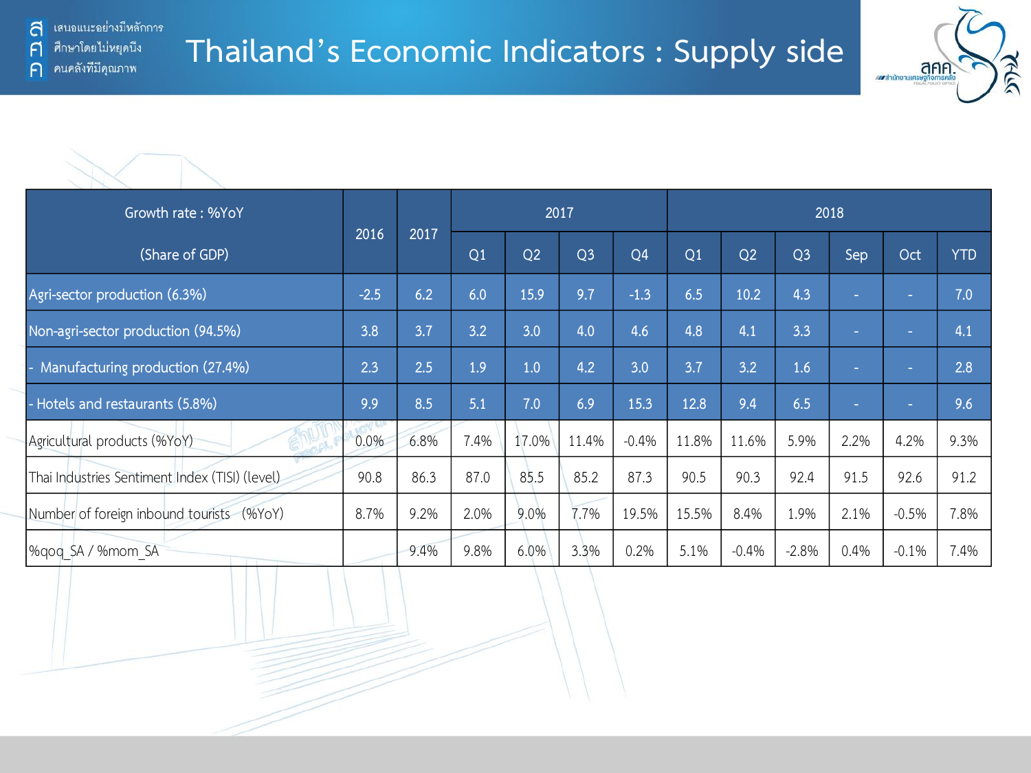# Thailand's Economic Indicators : Supply side

| Growth rate : %YoY (Share of GDP) | 2016 | 2017 | 2017 | | | | 2018 | | | | | |
|---|---|---|---|---|---|---|---|---|---|---|---|---|
| | | | Q1 | Q2 | Q3 | Q4 | Q1 | Q2 | Q3 | Sep | Oct | YTD |
| Agri-sector production (6.3%) | -2.5 | 6.2 | 6.0 | 15.9 | 9.7 | -1.3 | 6.5 | 10.2 | 4.3 | - | - | 7.0 |
| Non-agri-sector production (94.5%) | 3.8 | 3.7 | 3.2 | 3.0 | 4.0 | 4.6 | 4.8 | 4.1 | 3.3 | - | - | 4.1 |
| - Manufacturing production (27.4%) | 2.3 | 2.5 | 1.9 | 1.0 | 4.2 | 3.0 | 3.7 | 3.2 | 1.6 | - | - | 2.8 |
| - Hotels and restaurants (5.8%) | 9.9 | 8.5 | 5.1 | 7.0 | 6.9 | 15.3 | 12.8 | 9.4 | 6.5 | - | - | 9.6 |
| Agricultural products (%YoY) | 0.0% | 6.8% | 7.4% | 17.0% | 11.4% | -0.4% | 11.8% | 11.6% | 5.9% | 2.2% | 4.2% | 9.3% |
| Thai Industries Sentiment Index (TISI) (level) | 90.8 | 86.3 | 87.0 | 85.5 | 85.2 | 87.3 | 90.5 | 90.3 | 92.4 | 91.5 | 92.6 | 91.2 |
| Number of foreign inbound tourists (%YoY) | 8.7% | 9.2% | 2.0% | 9.0% | 7.7% | 19.5% | 15.5% | 8.4% | 1.9% | 2.1% | -0.5% | 7.8% |
| %qoq_SA / %mom_SA | | 9.4% | 9.8% | 6.0% | 3.3% | 0.2% | 5.1% | -0.4% | -2.8% | 0.4% | -0.1% | 7.4% |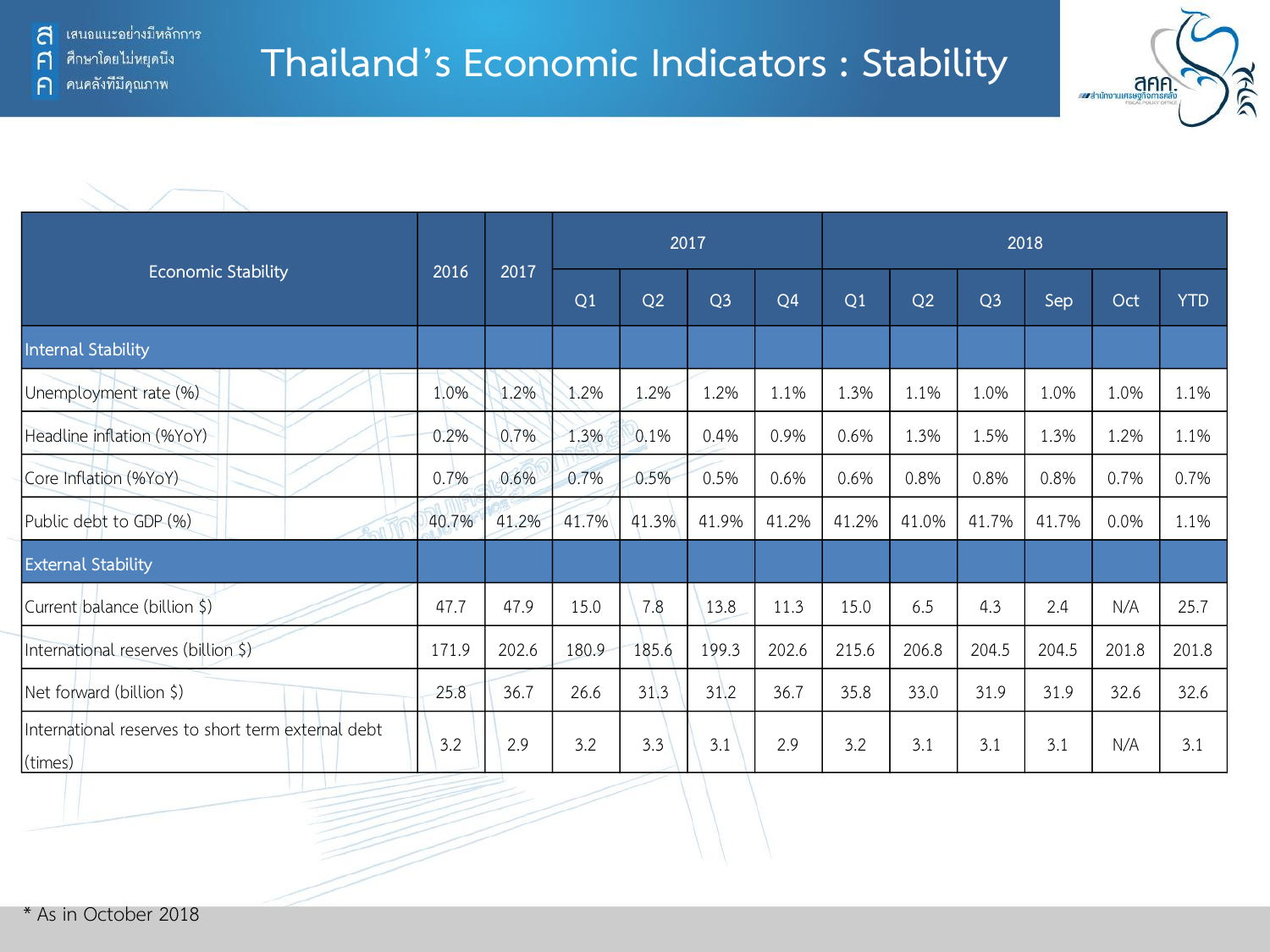# Thailand's Economic Indicators : Stability

| Economic Stability | 2016 | 2017 | 2017 | | | | 2018 | | | | | |
|---|---|---|---|---|---|---|---|---|---|---|---|---|
| | | | Q1 | Q2 | Q3 | Q4 | Q1 | Q2 | Q3 | Sep | Oct | YTD |
| Internal Stability | | | | | | | | | | | | |
| Unemployment rate (%) | 1.0% | 1.2% | 1.2% | 1.2% | 1.2% | 1.1% | 1.3% | 1.1% | 1.0% | 1.0% | 1.0% | 1.1% |
| Headline inflation (%YoY) | 0.2% | 0.7% | 1.3% | 0.1% | 0.4% | 0.9% | 0.6% | 1.3% | 1.5% | 1.3% | 1.2% | 1.1% |
| Core Inflation (%YoY) | 0.7% | 0.6% | 0.7% | 0.5% | 0.5% | 0.6% | 0.6% | 0.8% | 0.8% | 0.8% | 0.7% | 0.7% |
| Public debt to GDP (%) | 40.7% | 41.2% | 41.7% | 41.3% | 41.9% | 41.2% | 41.2% | 41.0% | 41.7% | 41.7% | 0.0% | 1.1% |
| External Stability | | | | | | | | | | | | |
| Current balance (billion $) | 47.7 | 47.9 | 15.0 | 7.8 | 13.8 | 11.3 | 15.0 | 6.5 | 4.3 | 2.4 | N/A | 25.7 |
| International reserves (billion $) | 171.9 | 202.6 | 180.9 | 185.6 | 199.3 | 202.6 | 215.6 | 206.8 | 204.5 | 204.5 | 201.8 | 201.8 |
| Net forward (billion $) | 25.8 | 36.7 | 26.6 | 31.3 | 31.2 | 36.7 | 35.8 | 33.0 | 31.9 | 31.9 | 32.6 | 32.6 |
| International reserves to short term external debt (times) | 3.2 | 2.9 | 3.2 | 3.3 | 3.1 | 2.9 | 3.2 | 3.1 | 3.1 | 3.1 | N/A | 3.1 |

* As in October 2018